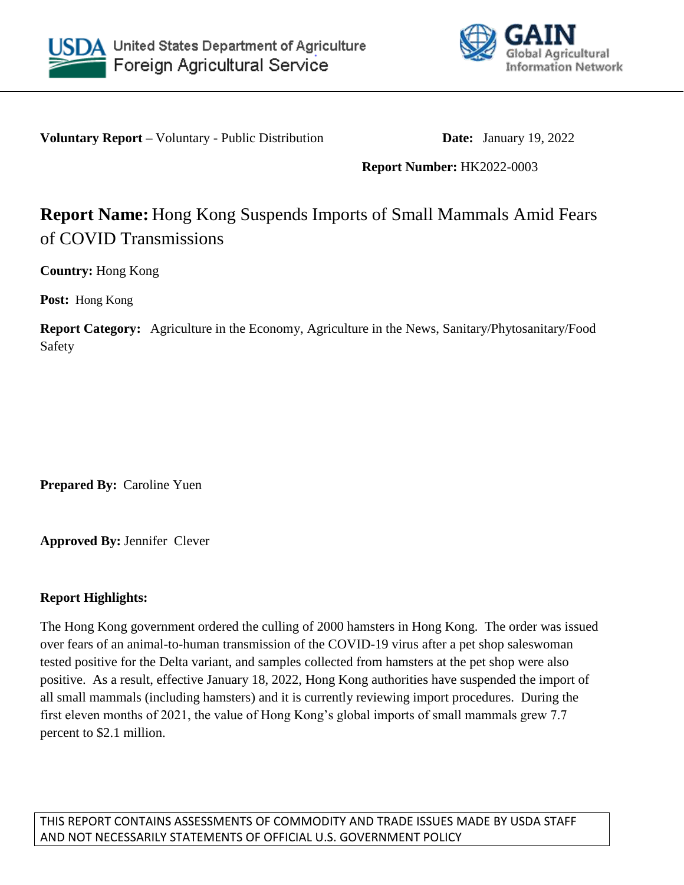United States Department of Agriculture
Foreign Agricultural Service

GAIN
Global Agricultural Information Network

**Voluntary Report –** Voluntary - Public Distribution

**Date:** January 19, 2022

**Report Number:** HK2022-0003

# **Report Name:** Hong Kong Suspends Imports of Small Mammals Amid Fears of COVID Transmissions

**Country:** Hong Kong

**Post:** Hong Kong

**Report Category:** Agriculture in the Economy, Agriculture in the News, Sanitary/Phytosanitary/Food Safety

**Prepared By:** Caroline Yuen

**Approved By:** Jennifer Clever

**Report Highlights:**

The Hong Kong government ordered the culling of 2000 hamsters in Hong Kong. The order was issued over fears of an animal-to-human transmission of the COVID-19 virus after a pet shop saleswoman tested positive for the Delta variant, and samples collected from hamsters at the pet shop were also positive. As a result, effective January 18, 2022, Hong Kong authorities have suspended the import of all small mammals (including hamsters) and it is currently reviewing import procedures. During the first eleven months of 2021, the value of Hong Kong's global imports of small mammals grew 7.7 percent to $2.1 million.

THIS REPORT CONTAINS ASSESSMENTS OF COMMODITY AND TRADE ISSUES MADE BY USDA STAFF AND NOT NECESSARILY STATEMENTS OF OFFICIAL U.S. GOVERNMENT POLICY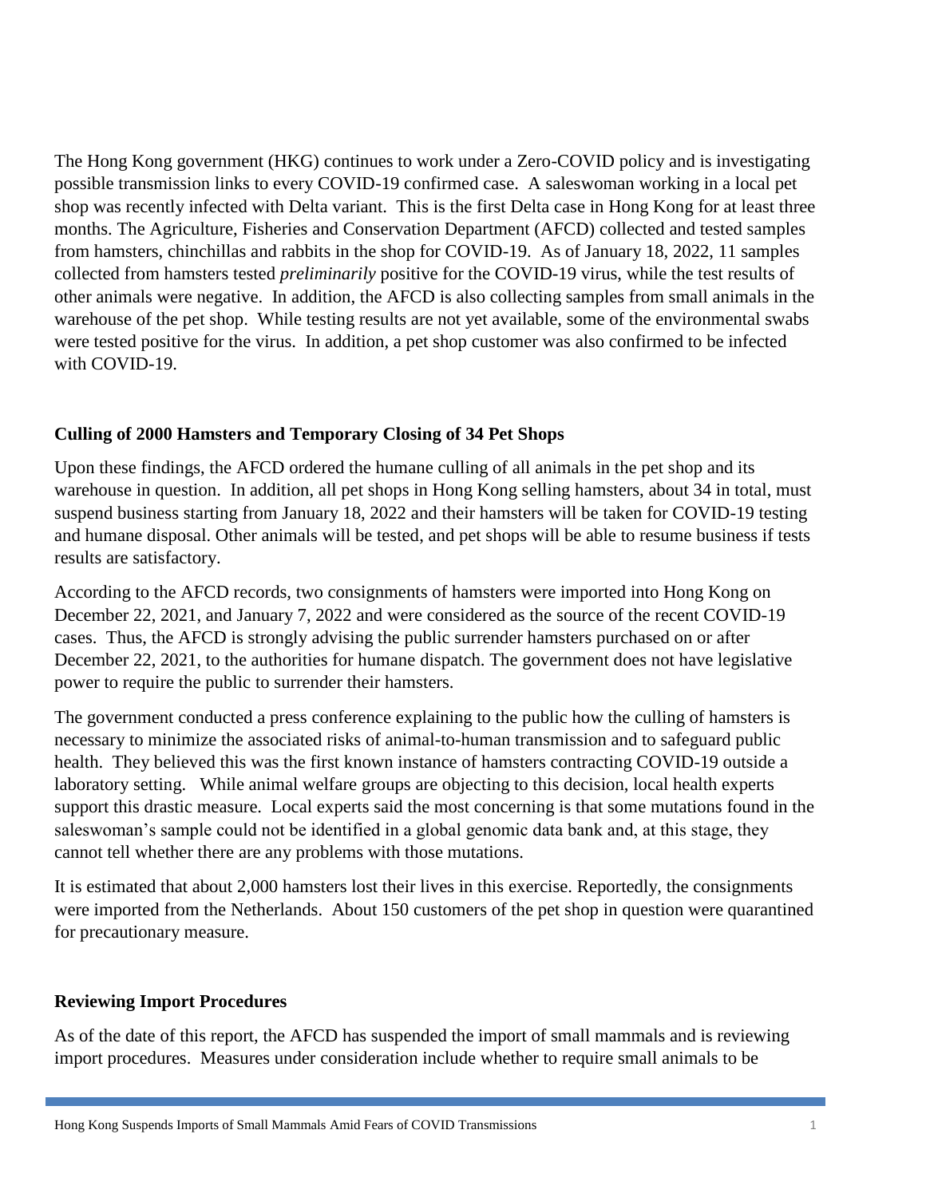The Hong Kong government (HKG) continues to work under a Zero-COVID policy and is investigating possible transmission links to every COVID-19 confirmed case. A saleswoman working in a local pet shop was recently infected with Delta variant. This is the first Delta case in Hong Kong for at least three months. The Agriculture, Fisheries and Conservation Department (AFCD) collected and tested samples from hamsters, chinchillas and rabbits in the shop for COVID-19. As of January 18, 2022, 11 samples collected from hamsters tested *preliminarily* positive for the COVID-19 virus, while the test results of other animals were negative. In addition, the AFCD is also collecting samples from small animals in the warehouse of the pet shop. While testing results are not yet available, some of the environmental swabs were tested positive for the virus. In addition, a pet shop customer was also confirmed to be infected with COVID-19.

## Culling of 2000 Hamsters and Temporary Closing of 34 Pet Shops

Upon these findings, the AFCD ordered the humane culling of all animals in the pet shop and its warehouse in question. In addition, all pet shops in Hong Kong selling hamsters, about 34 in total, must suspend business starting from January 18, 2022 and their hamsters will be taken for COVID-19 testing and humane disposal. Other animals will be tested, and pet shops will be able to resume business if tests results are satisfactory.

According to the AFCD records, two consignments of hamsters were imported into Hong Kong on December 22, 2021, and January 7, 2022 and were considered as the source of the recent COVID-19 cases. Thus, the AFCD is strongly advising the public surrender hamsters purchased on or after December 22, 2021, to the authorities for humane dispatch. The government does not have legislative power to require the public to surrender their hamsters.

The government conducted a press conference explaining to the public how the culling of hamsters is necessary to minimize the associated risks of animal-to-human transmission and to safeguard public health. They believed this was the first known instance of hamsters contracting COVID-19 outside a laboratory setting. While animal welfare groups are objecting to this decision, local health experts support this drastic measure. Local experts said the most concerning is that some mutations found in the saleswoman's sample could not be identified in a global genomic data bank and, at this stage, they cannot tell whether there are any problems with those mutations.

It is estimated that about 2,000 hamsters lost their lives in this exercise. Reportedly, the consignments were imported from the Netherlands. About 150 customers of the pet shop in question were quarantined for precautionary measure.

## Reviewing Import Procedures

As of the date of this report, the AFCD has suspended the import of small mammals and is reviewing import procedures. Measures under consideration include whether to require small animals to be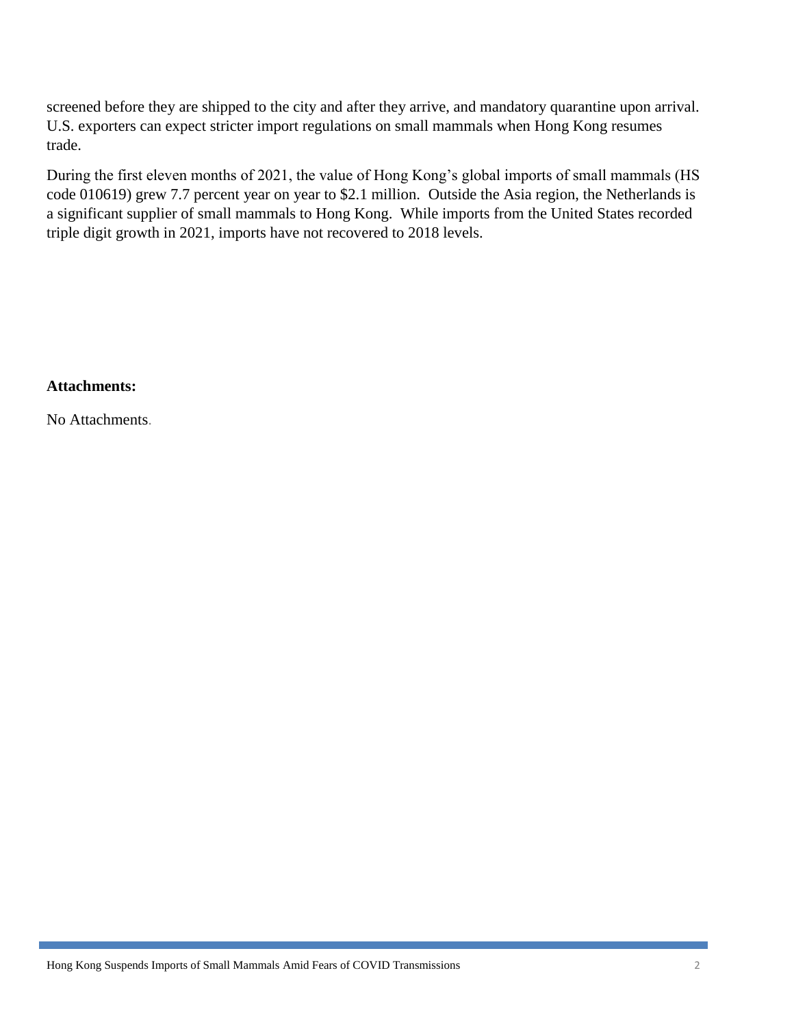screened before they are shipped to the city and after they arrive, and mandatory quarantine upon arrival. U.S. exporters can expect stricter import regulations on small mammals when Hong Kong resumes trade.

During the first eleven months of 2021, the value of Hong Kong's global imports of small mammals (HS code 010619) grew 7.7 percent year on year to $2.1 million. Outside the Asia region, the Netherlands is a significant supplier of small mammals to Hong Kong. While imports from the United States recorded triple digit growth in 2021, imports have not recovered to 2018 levels.

**Attachments:**

No Attachments.